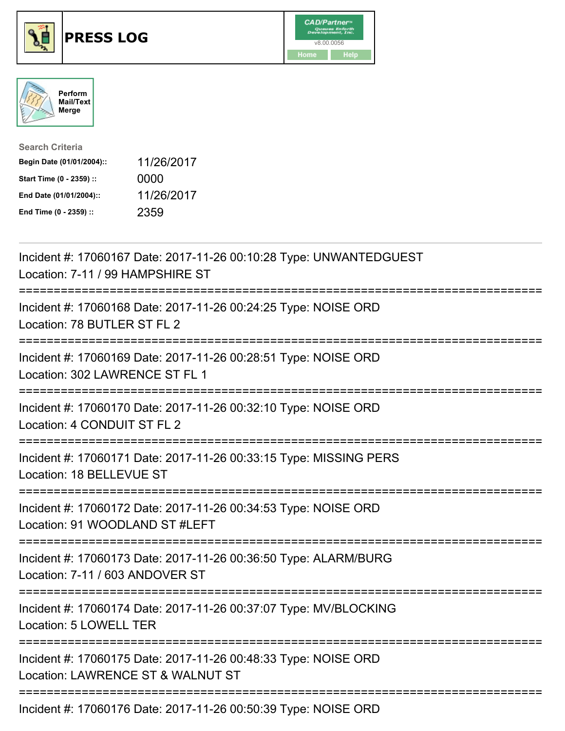# PRESS LOG

CAD/Partner™ v8.00.0056

Home | Help

Perform Mail/Text Merge

**Search Criteria**

| | |
|---|---|
| **Begin Date (01/01/2004)::** | 11/26/2017 |
| **Start Time (0 - 2359) ::** | 0000 |
| **End Date (01/01/2004)::** | 11/26/2017 |
| **End Time (0 - 2359) ::** | 2359 |

---

Incident #: 17060167 Date: 2017-11-26 00:10:28 Type: UNWANTEDGUEST
Location: 7-11 / 99 HAMPSHIRE ST

===========================================================================

Incident #: 17060168 Date: 2017-11-26 00:24:25 Type: NOISE ORD
Location: 78 BUTLER ST FL 2

===========================================================================

Incident #: 17060169 Date: 2017-11-26 00:28:51 Type: NOISE ORD
Location: 302 LAWRENCE ST FL 1

===========================================================================

Incident #: 17060170 Date: 2017-11-26 00:32:10 Type: NOISE ORD
Location: 4 CONDUIT ST FL 2

===========================================================================

Incident #: 17060171 Date: 2017-11-26 00:33:15 Type: MISSING PERS
Location: 18 BELLEVUE ST

===========================================================================

Incident #: 17060172 Date: 2017-11-26 00:34:53 Type: NOISE ORD
Location: 91 WOODLAND ST #LEFT

===========================================================================

Incident #: 17060173 Date: 2017-11-26 00:36:50 Type: ALARM/BURG
Location: 7-11 / 603 ANDOVER ST

===========================================================================

Incident #: 17060174 Date: 2017-11-26 00:37:07 Type: MV/BLOCKING
Location: 5 LOWELL TER

===========================================================================

Incident #: 17060175 Date: 2017-11-26 00:48:33 Type: NOISE ORD
Location: LAWRENCE ST & WALNUT ST

===========================================================================

Incident #: 17060176 Date: 2017-11-26 00:50:39 Type: NOISE ORD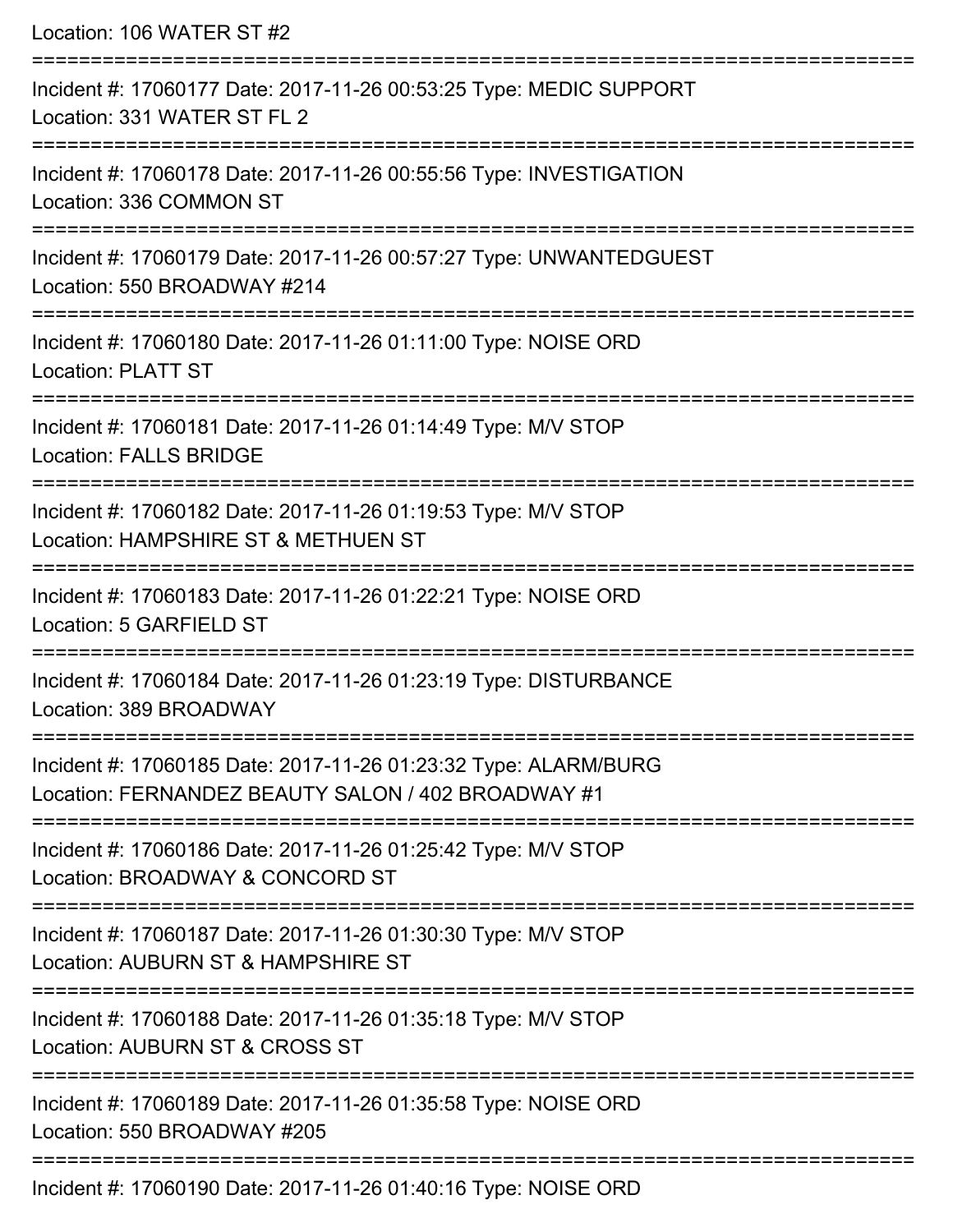Location: 106 WATER ST #2

===========================================================================

Incident #: 17060177 Date: 2017-11-26 00:53:25 Type: MEDIC SUPPORT
Location: 331 WATER ST FL 2

===========================================================================

Incident #: 17060178 Date: 2017-11-26 00:55:56 Type: INVESTIGATION
Location: 336 COMMON ST

===========================================================================

Incident #: 17060179 Date: 2017-11-26 00:57:27 Type: UNWANTEDGUEST
Location: 550 BROADWAY #214

===========================================================================

Incident #: 17060180 Date: 2017-11-26 01:11:00 Type: NOISE ORD
Location: PLATT ST

===========================================================================

Incident #: 17060181 Date: 2017-11-26 01:14:49 Type: M/V STOP
Location: FALLS BRIDGE

===========================================================================

Incident #: 17060182 Date: 2017-11-26 01:19:53 Type: M/V STOP
Location: HAMPSHIRE ST & METHUEN ST

===========================================================================

Incident #: 17060183 Date: 2017-11-26 01:22:21 Type: NOISE ORD
Location: 5 GARFIELD ST

===========================================================================

Incident #: 17060184 Date: 2017-11-26 01:23:19 Type: DISTURBANCE
Location: 389 BROADWAY

===========================================================================

Incident #: 17060185 Date: 2017-11-26 01:23:32 Type: ALARM/BURG
Location: FERNANDEZ BEAUTY SALON / 402 BROADWAY #1

===========================================================================

Incident #: 17060186 Date: 2017-11-26 01:25:42 Type: M/V STOP
Location: BROADWAY & CONCORD ST

===========================================================================

Incident #: 17060187 Date: 2017-11-26 01:30:30 Type: M/V STOP
Location: AUBURN ST & HAMPSHIRE ST

===========================================================================

Incident #: 17060188 Date: 2017-11-26 01:35:18 Type: M/V STOP
Location: AUBURN ST & CROSS ST

===========================================================================

Incident #: 17060189 Date: 2017-11-26 01:35:58 Type: NOISE ORD
Location: 550 BROADWAY #205

===========================================================================

Incident #: 17060190 Date: 2017-11-26 01:40:16 Type: NOISE ORD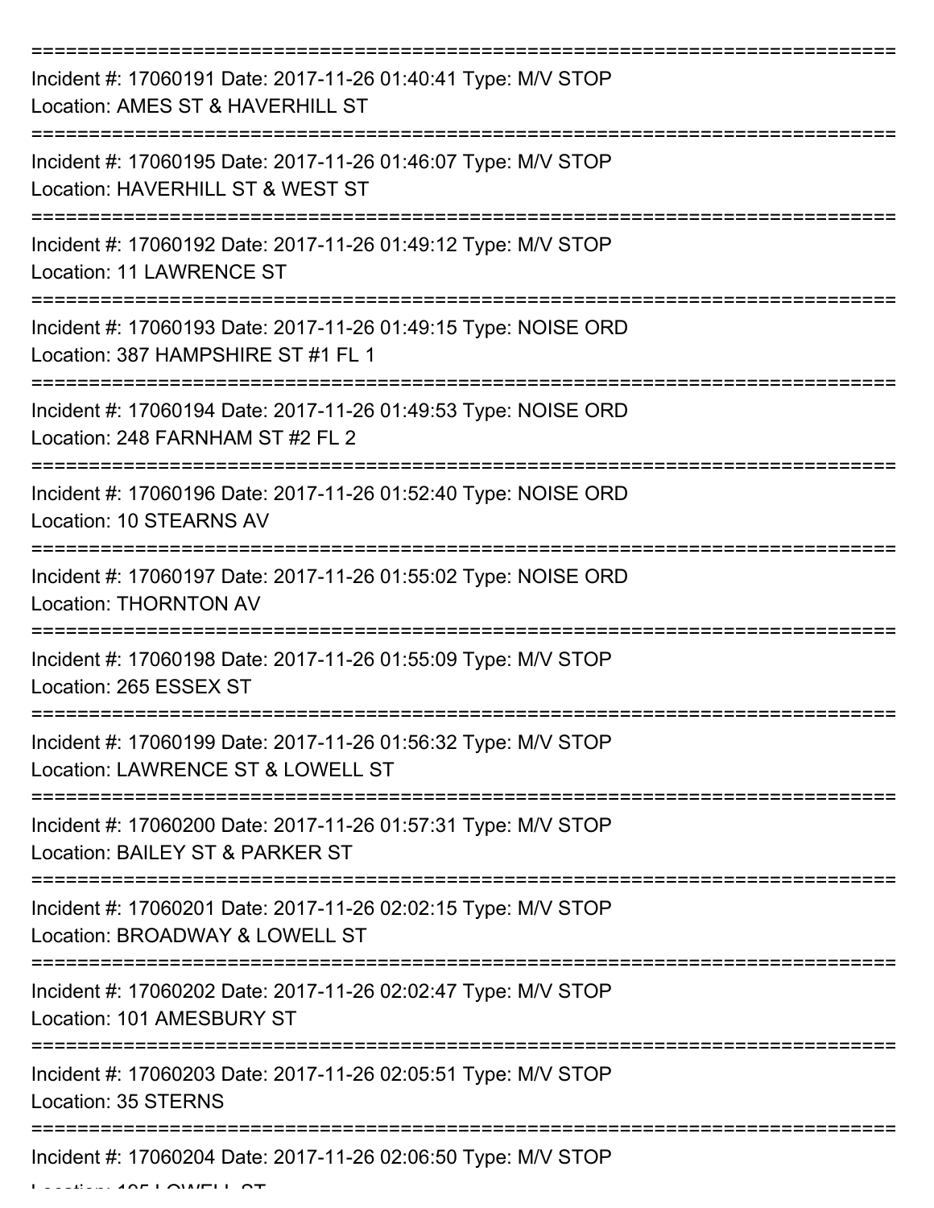Incident #: 17060191 Date: 2017-11-26 01:40:41 Type: M/V STOP
Location: AMES ST & HAVERHILL ST

Incident #: 17060195 Date: 2017-11-26 01:46:07 Type: M/V STOP
Location: HAVERHILL ST & WEST ST

Incident #: 17060192 Date: 2017-11-26 01:49:12 Type: M/V STOP
Location: 11 LAWRENCE ST

Incident #: 17060193 Date: 2017-11-26 01:49:15 Type: NOISE ORD
Location: 387 HAMPSHIRE ST #1 FL 1

Incident #: 17060194 Date: 2017-11-26 01:49:53 Type: NOISE ORD
Location: 248 FARNHAM ST #2 FL 2

Incident #: 17060196 Date: 2017-11-26 01:52:40 Type: NOISE ORD
Location: 10 STEARNS AV

Incident #: 17060197 Date: 2017-11-26 01:55:02 Type: NOISE ORD
Location: THORNTON AV

Incident #: 17060198 Date: 2017-11-26 01:55:09 Type: M/V STOP
Location: 265 ESSEX ST

Incident #: 17060199 Date: 2017-11-26 01:56:32 Type: M/V STOP
Location: LAWRENCE ST & LOWELL ST

Incident #: 17060200 Date: 2017-11-26 01:57:31 Type: M/V STOP
Location: BAILEY ST & PARKER ST

Incident #: 17060201 Date: 2017-11-26 02:02:15 Type: M/V STOP
Location: BROADWAY & LOWELL ST

Incident #: 17060202 Date: 2017-11-26 02:02:47 Type: M/V STOP
Location: 101 AMESBURY ST

Incident #: 17060203 Date: 2017-11-26 02:05:51 Type: M/V STOP
Location: 35 STERNS

Incident #: 17060204 Date: 2017-11-26 02:06:50 Type: M/V STOP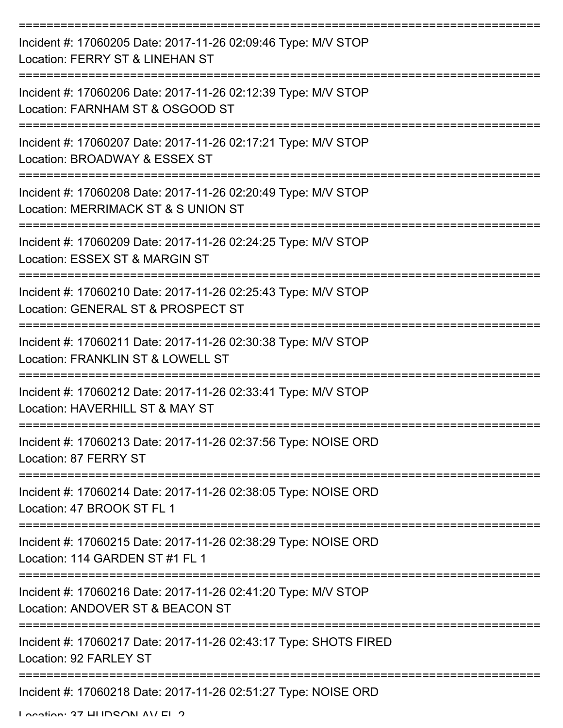===========================================================================

Incident #: 17060205 Date: 2017-11-26 02:09:46 Type: M/V STOP
Location: FERRY ST & LINEHAN ST

===========================================================================

Incident #: 17060206 Date: 2017-11-26 02:12:39 Type: M/V STOP
Location: FARNHAM ST & OSGOOD ST

===========================================================================

Incident #: 17060207 Date: 2017-11-26 02:17:21 Type: M/V STOP
Location: BROADWAY & ESSEX ST

===========================================================================

Incident #: 17060208 Date: 2017-11-26 02:20:49 Type: M/V STOP
Location: MERRIMACK ST & S UNION ST

===========================================================================

Incident #: 17060209 Date: 2017-11-26 02:24:25 Type: M/V STOP
Location: ESSEX ST & MARGIN ST

===========================================================================

Incident #: 17060210 Date: 2017-11-26 02:25:43 Type: M/V STOP
Location: GENERAL ST & PROSPECT ST

===========================================================================

Incident #: 17060211 Date: 2017-11-26 02:30:38 Type: M/V STOP
Location: FRANKLIN ST & LOWELL ST

===========================================================================

Incident #: 17060212 Date: 2017-11-26 02:33:41 Type: M/V STOP
Location: HAVERHILL ST & MAY ST

===========================================================================

Incident #: 17060213 Date: 2017-11-26 02:37:56 Type: NOISE ORD
Location: 87 FERRY ST

===========================================================================

Incident #: 17060214 Date: 2017-11-26 02:38:05 Type: NOISE ORD
Location: 47 BROOK ST FL 1

===========================================================================

Incident #: 17060215 Date: 2017-11-26 02:38:29 Type: NOISE ORD
Location: 114 GARDEN ST #1 FL 1

===========================================================================

Incident #: 17060216 Date: 2017-11-26 02:41:20 Type: M/V STOP
Location: ANDOVER ST & BEACON ST

===========================================================================

Incident #: 17060217 Date: 2017-11-26 02:43:17 Type: SHOTS FIRED
Location: 92 FARLEY ST

===========================================================================

Incident #: 17060218 Date: 2017-11-26 02:51:27 Type: NOISE ORD
Location: 37 HUDSON AV FL 2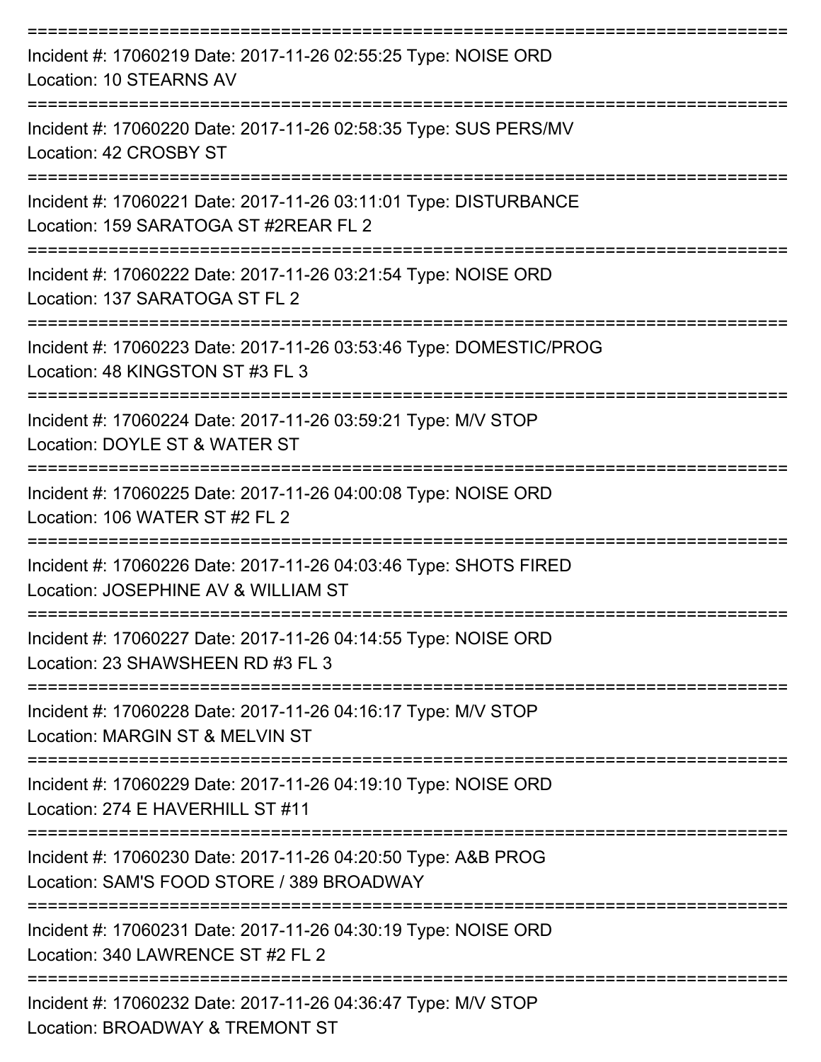===========================================================================

Incident #: 17060219 Date: 2017-11-26 02:55:25 Type: NOISE ORD
Location: 10 STEARNS AV

===========================================================================

Incident #: 17060220 Date: 2017-11-26 02:58:35 Type: SUS PERS/MV
Location: 42 CROSBY ST

===========================================================================

Incident #: 17060221 Date: 2017-11-26 03:11:01 Type: DISTURBANCE
Location: 159 SARATOGA ST #2REAR FL 2

===========================================================================

Incident #: 17060222 Date: 2017-11-26 03:21:54 Type: NOISE ORD
Location: 137 SARATOGA ST FL 2

===========================================================================

Incident #: 17060223 Date: 2017-11-26 03:53:46 Type: DOMESTIC/PROG
Location: 48 KINGSTON ST #3 FL 3

===========================================================================

Incident #: 17060224 Date: 2017-11-26 03:59:21 Type: M/V STOP
Location: DOYLE ST & WATER ST

===========================================================================

Incident #: 17060225 Date: 2017-11-26 04:00:08 Type: NOISE ORD
Location: 106 WATER ST #2 FL 2

===========================================================================

Incident #: 17060226 Date: 2017-11-26 04:03:46 Type: SHOTS FIRED
Location: JOSEPHINE AV & WILLIAM ST

===========================================================================

Incident #: 17060227 Date: 2017-11-26 04:14:55 Type: NOISE ORD
Location: 23 SHAWSHEEN RD #3 FL 3

===========================================================================

Incident #: 17060228 Date: 2017-11-26 04:16:17 Type: M/V STOP
Location: MARGIN ST & MELVIN ST

===========================================================================

Incident #: 17060229 Date: 2017-11-26 04:19:10 Type: NOISE ORD
Location: 274 E HAVERHILL ST #11

===========================================================================

Incident #: 17060230 Date: 2017-11-26 04:20:50 Type: A&B PROG
Location: SAM'S FOOD STORE / 389 BROADWAY

===========================================================================

Incident #: 17060231 Date: 2017-11-26 04:30:19 Type: NOISE ORD
Location: 340 LAWRENCE ST #2 FL 2

===========================================================================

Incident #: 17060232 Date: 2017-11-26 04:36:47 Type: M/V STOP
Location: BROADWAY & TREMONT ST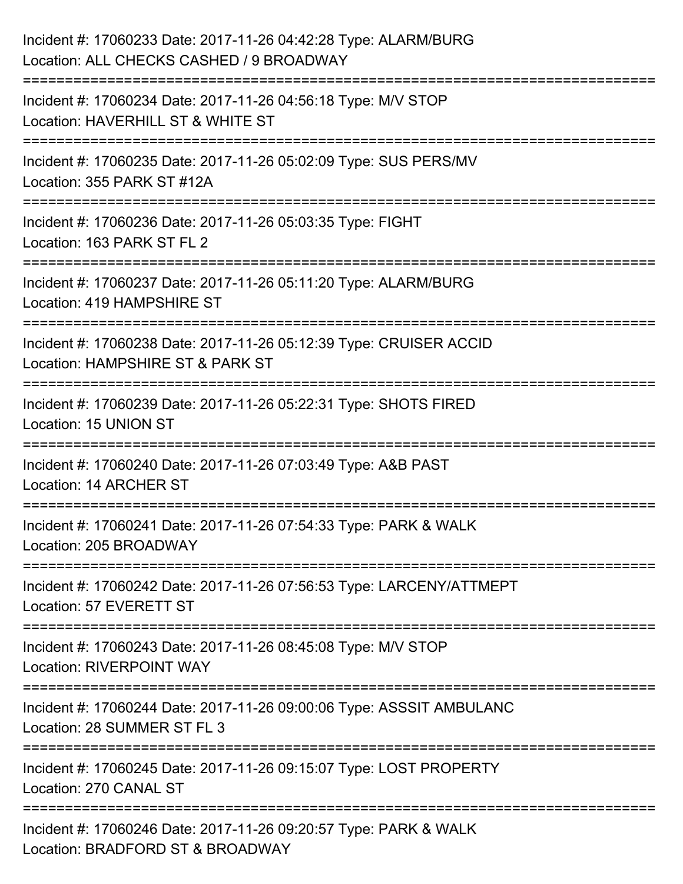Incident #: 17060233 Date: 2017-11-26 04:42:28 Type: ALARM/BURG
Location: ALL CHECKS CASHED / 9 BROADWAY

===========================================================================

Incident #: 17060234 Date: 2017-11-26 04:56:18 Type: M/V STOP
Location: HAVERHILL ST & WHITE ST

===========================================================================

Incident #: 17060235 Date: 2017-11-26 05:02:09 Type: SUS PERS/MV
Location: 355 PARK ST #12A

===========================================================================

Incident #: 17060236 Date: 2017-11-26 05:03:35 Type: FIGHT
Location: 163 PARK ST FL 2

===========================================================================

Incident #: 17060237 Date: 2017-11-26 05:11:20 Type: ALARM/BURG
Location: 419 HAMPSHIRE ST

===========================================================================

Incident #: 17060238 Date: 2017-11-26 05:12:39 Type: CRUISER ACCID
Location: HAMPSHIRE ST & PARK ST

===========================================================================

Incident #: 17060239 Date: 2017-11-26 05:22:31 Type: SHOTS FIRED
Location: 15 UNION ST

===========================================================================

Incident #: 17060240 Date: 2017-11-26 07:03:49 Type: A&B PAST
Location: 14 ARCHER ST

===========================================================================

Incident #: 17060241 Date: 2017-11-26 07:54:33 Type: PARK & WALK
Location: 205 BROADWAY

===========================================================================

Incident #: 17060242 Date: 2017-11-26 07:56:53 Type: LARCENY/ATTMEPT
Location: 57 EVERETT ST

===========================================================================

Incident #: 17060243 Date: 2017-11-26 08:45:08 Type: M/V STOP
Location: RIVERPOINT WAY

===========================================================================

Incident #: 17060244 Date: 2017-11-26 09:00:06 Type: ASSSIT AMBULANC
Location: 28 SUMMER ST FL 3

===========================================================================

Incident #: 17060245 Date: 2017-11-26 09:15:07 Type: LOST PROPERTY
Location: 270 CANAL ST

===========================================================================

Incident #: 17060246 Date: 2017-11-26 09:20:57 Type: PARK & WALK
Location: BRADFORD ST & BROADWAY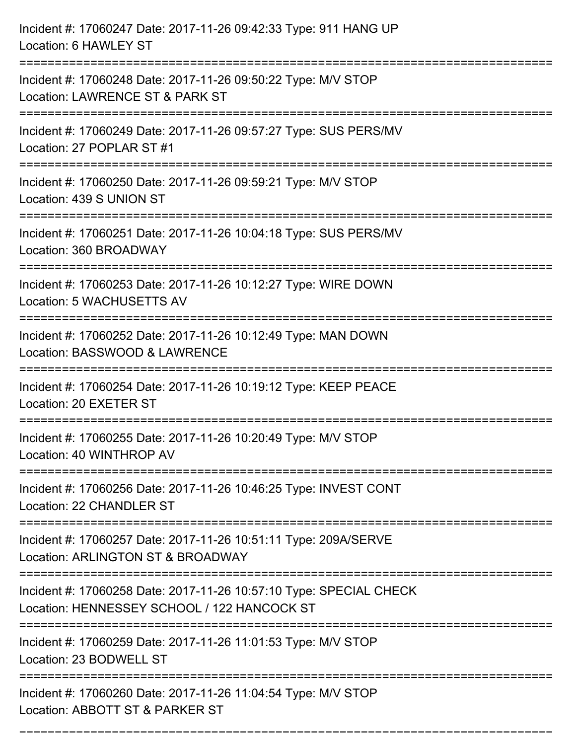Incident #: 17060247 Date: 2017-11-26 09:42:33 Type: 911 HANG UP
Location: 6 HAWLEY ST

===========================================================================

Incident #: 17060248 Date: 2017-11-26 09:50:22 Type: M/V STOP
Location: LAWRENCE ST & PARK ST

===========================================================================

Incident #: 17060249 Date: 2017-11-26 09:57:27 Type: SUS PERS/MV
Location: 27 POPLAR ST #1

===========================================================================

Incident #: 17060250 Date: 2017-11-26 09:59:21 Type: M/V STOP
Location: 439 S UNION ST

===========================================================================

Incident #: 17060251 Date: 2017-11-26 10:04:18 Type: SUS PERS/MV
Location: 360 BROADWAY

===========================================================================

Incident #: 17060253 Date: 2017-11-26 10:12:27 Type: WIRE DOWN
Location: 5 WACHUSETTS AV

===========================================================================

Incident #: 17060252 Date: 2017-11-26 10:12:49 Type: MAN DOWN
Location: BASSWOOD & LAWRENCE

===========================================================================

Incident #: 17060254 Date: 2017-11-26 10:19:12 Type: KEEP PEACE
Location: 20 EXETER ST

===========================================================================

Incident #: 17060255 Date: 2017-11-26 10:20:49 Type: M/V STOP
Location: 40 WINTHROP AV

===========================================================================

Incident #: 17060256 Date: 2017-11-26 10:46:25 Type: INVEST CONT
Location: 22 CHANDLER ST

===========================================================================

Incident #: 17060257 Date: 2017-11-26 10:51:11 Type: 209A/SERVE
Location: ARLINGTON ST & BROADWAY

===========================================================================

Incident #: 17060258 Date: 2017-11-26 10:57:10 Type: SPECIAL CHECK
Location: HENNESSEY SCHOOL / 122 HANCOCK ST

===========================================================================

Incident #: 17060259 Date: 2017-11-26 11:01:53 Type: M/V STOP
Location: 23 BODWELL ST

===========================================================================

Incident #: 17060260 Date: 2017-11-26 11:04:54 Type: M/V STOP
Location: ABBOTT ST & PARKER ST

===========================================================================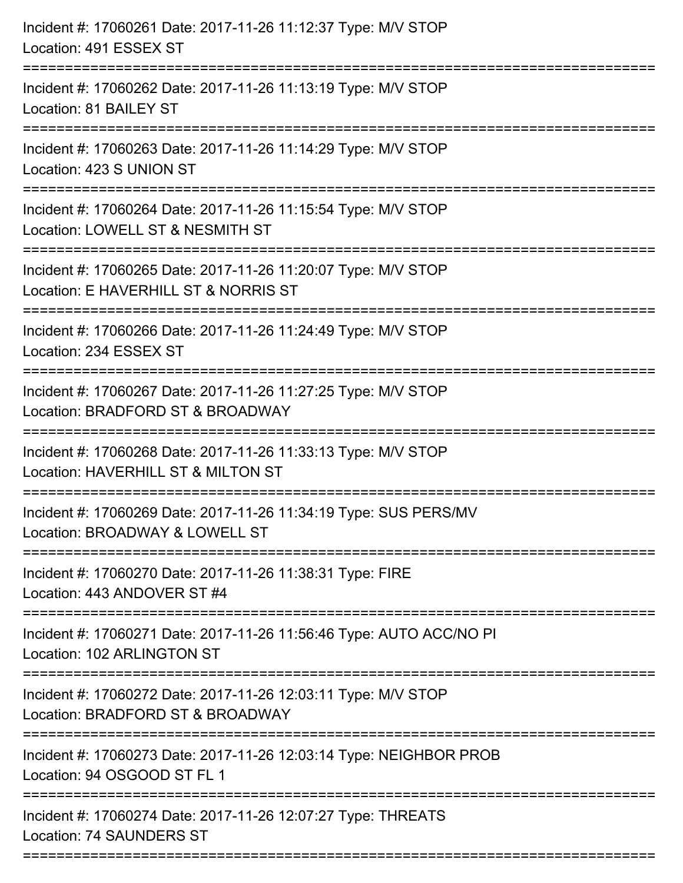Incident #: 17060261 Date: 2017-11-26 11:12:37 Type: M/V STOP
Location: 491 ESSEX ST

===========================================================================

Incident #: 17060262 Date: 2017-11-26 11:13:19 Type: M/V STOP
Location: 81 BAILEY ST

===========================================================================

Incident #: 17060263 Date: 2017-11-26 11:14:29 Type: M/V STOP
Location: 423 S UNION ST

===========================================================================

Incident #: 17060264 Date: 2017-11-26 11:15:54 Type: M/V STOP
Location: LOWELL ST & NESMITH ST

===========================================================================

Incident #: 17060265 Date: 2017-11-26 11:20:07 Type: M/V STOP
Location: E HAVERHILL ST & NORRIS ST

===========================================================================

Incident #: 17060266 Date: 2017-11-26 11:24:49 Type: M/V STOP
Location: 234 ESSEX ST

===========================================================================

Incident #: 17060267 Date: 2017-11-26 11:27:25 Type: M/V STOP
Location: BRADFORD ST & BROADWAY

===========================================================================

Incident #: 17060268 Date: 2017-11-26 11:33:13 Type: M/V STOP
Location: HAVERHILL ST & MILTON ST

===========================================================================

Incident #: 17060269 Date: 2017-11-26 11:34:19 Type: SUS PERS/MV
Location: BROADWAY & LOWELL ST

===========================================================================

Incident #: 17060270 Date: 2017-11-26 11:38:31 Type: FIRE
Location: 443 ANDOVER ST #4

===========================================================================

Incident #: 17060271 Date: 2017-11-26 11:56:46 Type: AUTO ACC/NO PI
Location: 102 ARLINGTON ST

===========================================================================

Incident #: 17060272 Date: 2017-11-26 12:03:11 Type: M/V STOP
Location: BRADFORD ST & BROADWAY

===========================================================================

Incident #: 17060273 Date: 2017-11-26 12:03:14 Type: NEIGHBOR PROB
Location: 94 OSGOOD ST FL 1

===========================================================================

Incident #: 17060274 Date: 2017-11-26 12:07:27 Type: THREATS
Location: 74 SAUNDERS ST

===========================================================================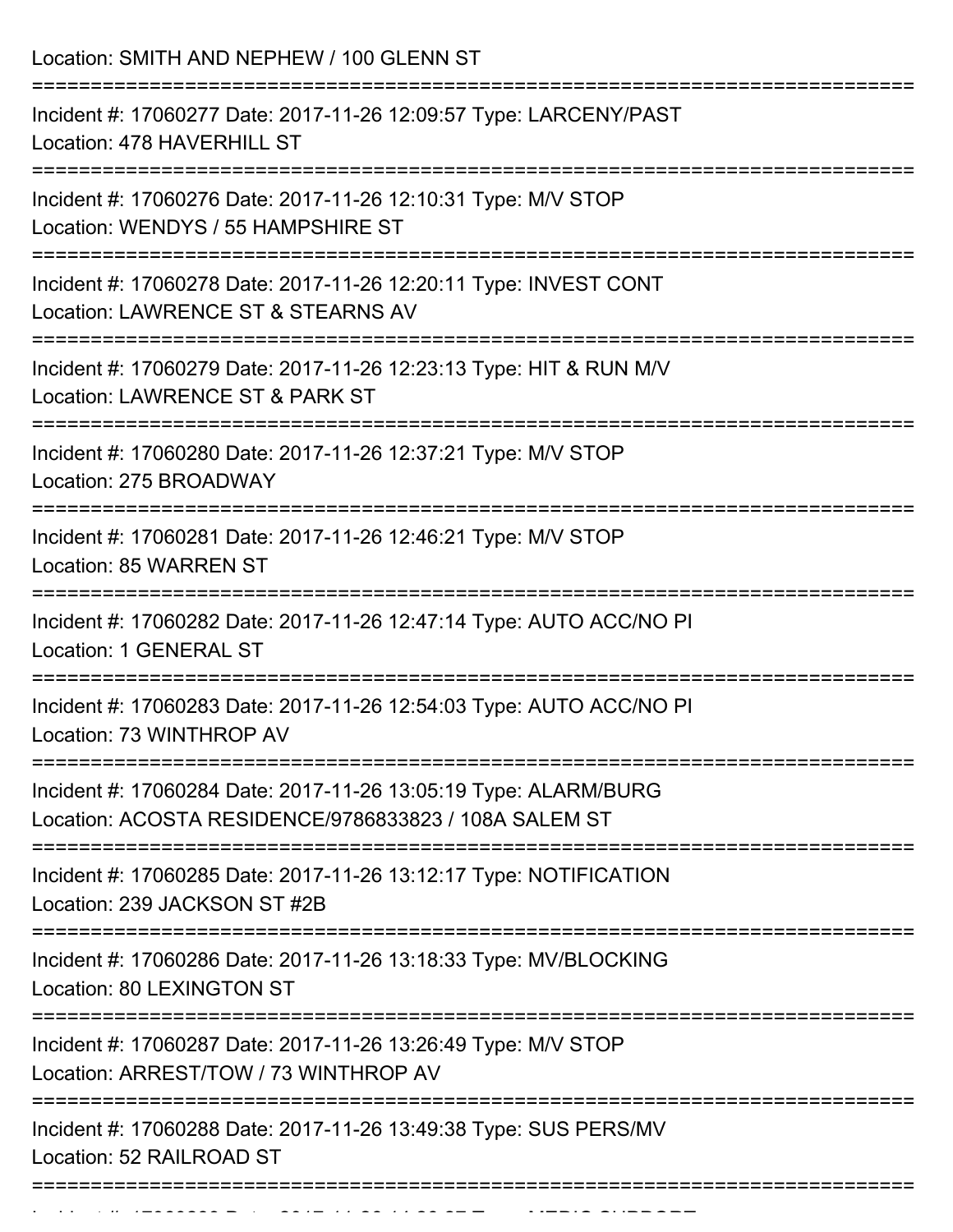Location: SMITH AND NEPHEW / 100 GLENN ST

===========================================================================

Incident #: 17060277 Date: 2017-11-26 12:09:57 Type: LARCENY/PAST
Location: 478 HAVERHILL ST

===========================================================================

Incident #: 17060276 Date: 2017-11-26 12:10:31 Type: M/V STOP
Location: WENDYS / 55 HAMPSHIRE ST

===========================================================================

Incident #: 17060278 Date: 2017-11-26 12:20:11 Type: INVEST CONT
Location: LAWRENCE ST & STEARNS AV

===========================================================================

Incident #: 17060279 Date: 2017-11-26 12:23:13 Type: HIT & RUN M/V
Location: LAWRENCE ST & PARK ST

===========================================================================

Incident #: 17060280 Date: 2017-11-26 12:37:21 Type: M/V STOP
Location: 275 BROADWAY

===========================================================================

Incident #: 17060281 Date: 2017-11-26 12:46:21 Type: M/V STOP
Location: 85 WARREN ST

===========================================================================

Incident #: 17060282 Date: 2017-11-26 12:47:14 Type: AUTO ACC/NO PI
Location: 1 GENERAL ST

===========================================================================

Incident #: 17060283 Date: 2017-11-26 12:54:03 Type: AUTO ACC/NO PI
Location: 73 WINTHROP AV

===========================================================================

Incident #: 17060284 Date: 2017-11-26 13:05:19 Type: ALARM/BURG
Location: ACOSTA RESIDENCE/9786833823 / 108A SALEM ST

===========================================================================

Incident #: 17060285 Date: 2017-11-26 13:12:17 Type: NOTIFICATION
Location: 239 JACKSON ST #2B

===========================================================================

Incident #: 17060286 Date: 2017-11-26 13:18:33 Type: MV/BLOCKING
Location: 80 LEXINGTON ST

===========================================================================

Incident #: 17060287 Date: 2017-11-26 13:26:49 Type: M/V STOP
Location: ARREST/TOW / 73 WINTHROP AV

===========================================================================

Incident #: 17060288 Date: 2017-11-26 13:49:38 Type: SUS PERS/MV
Location: 52 RAILROAD ST

===========================================================================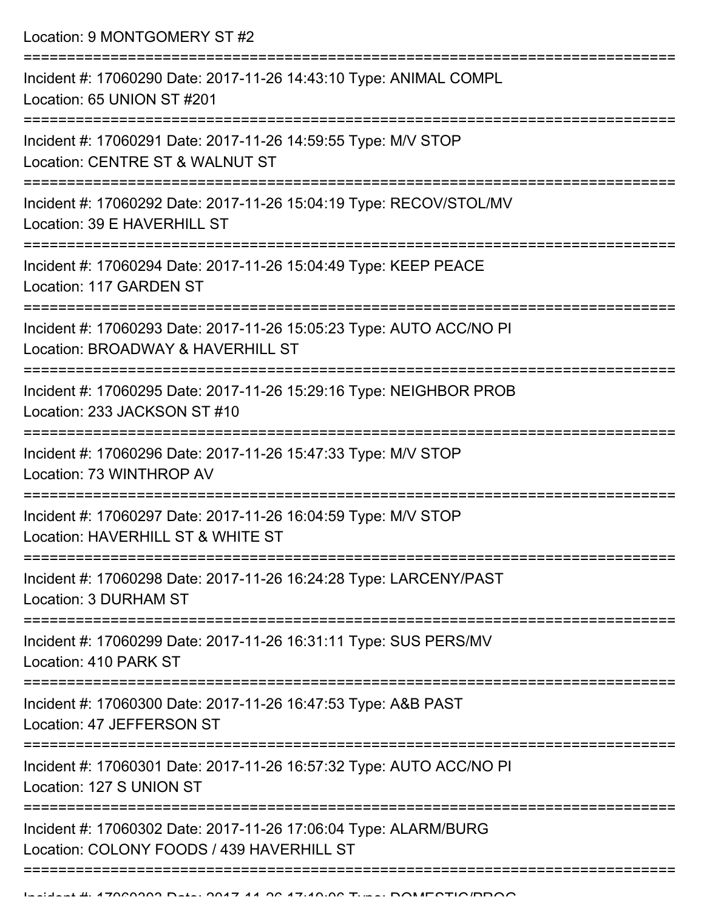Location: 9 MONTGOMERY ST #2

===========================================================================

Incident #: 17060290 Date: 2017-11-26 14:43:10 Type: ANIMAL COMPL
Location: 65 UNION ST #201

===========================================================================

Incident #: 17060291 Date: 2017-11-26 14:59:55 Type: M/V STOP
Location: CENTRE ST & WALNUT ST

===========================================================================

Incident #: 17060292 Date: 2017-11-26 15:04:19 Type: RECOV/STOL/MV
Location: 39 E HAVERHILL ST

===========================================================================

Incident #: 17060294 Date: 2017-11-26 15:04:49 Type: KEEP PEACE
Location: 117 GARDEN ST

===========================================================================

Incident #: 17060293 Date: 2017-11-26 15:05:23 Type: AUTO ACC/NO PI
Location: BROADWAY & HAVERHILL ST

===========================================================================

Incident #: 17060295 Date: 2017-11-26 15:29:16 Type: NEIGHBOR PROB
Location: 233 JACKSON ST #10

===========================================================================

Incident #: 17060296 Date: 2017-11-26 15:47:33 Type: M/V STOP
Location: 73 WINTHROP AV

===========================================================================

Incident #: 17060297 Date: 2017-11-26 16:04:59 Type: M/V STOP
Location: HAVERHILL ST & WHITE ST

===========================================================================

Incident #: 17060298 Date: 2017-11-26 16:24:28 Type: LARCENY/PAST
Location: 3 DURHAM ST

===========================================================================

Incident #: 17060299 Date: 2017-11-26 16:31:11 Type: SUS PERS/MV
Location: 410 PARK ST

===========================================================================

Incident #: 17060300 Date: 2017-11-26 16:47:53 Type: A&B PAST
Location: 47 JEFFERSON ST

===========================================================================

Incident #: 17060301 Date: 2017-11-26 16:57:32 Type: AUTO ACC/NO PI
Location: 127 S UNION ST

===========================================================================

Incident #: 17060302 Date: 2017-11-26 17:06:04 Type: ALARM/BURG
Location: COLONY FOODS / 439 HAVERHILL ST

===========================================================================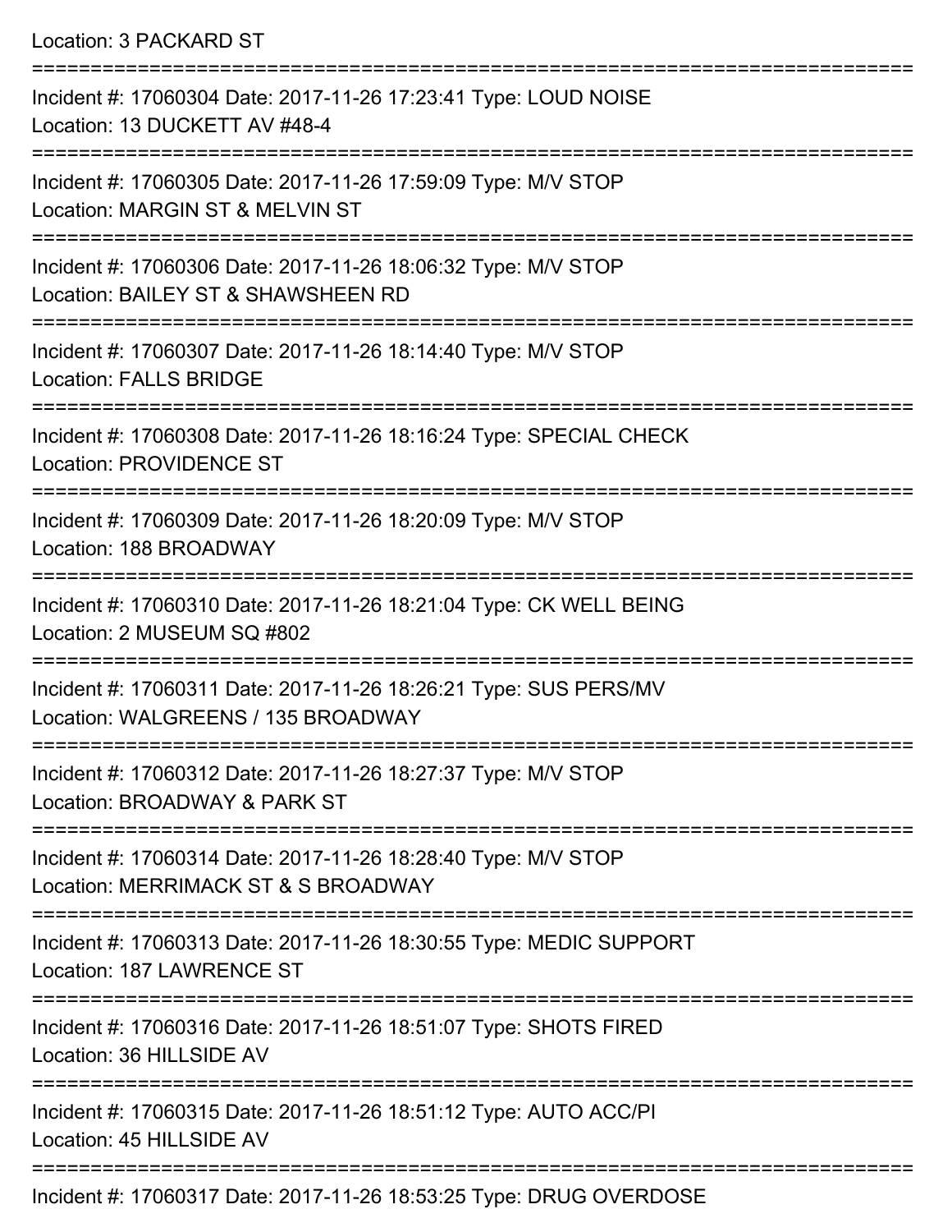Location: 3 PACKARD ST

===========================================================================

Incident #: 17060304 Date: 2017-11-26 17:23:41 Type: LOUD NOISE
Location: 13 DUCKETT AV #48-4

===========================================================================

Incident #: 17060305 Date: 2017-11-26 17:59:09 Type: M/V STOP
Location: MARGIN ST & MELVIN ST

===========================================================================

Incident #: 17060306 Date: 2017-11-26 18:06:32 Type: M/V STOP
Location: BAILEY ST & SHAWSHEEN RD

===========================================================================

Incident #: 17060307 Date: 2017-11-26 18:14:40 Type: M/V STOP
Location: FALLS BRIDGE

===========================================================================

Incident #: 17060308 Date: 2017-11-26 18:16:24 Type: SPECIAL CHECK
Location: PROVIDENCE ST

===========================================================================

Incident #: 17060309 Date: 2017-11-26 18:20:09 Type: M/V STOP
Location: 188 BROADWAY

===========================================================================

Incident #: 17060310 Date: 2017-11-26 18:21:04 Type: CK WELL BEING
Location: 2 MUSEUM SQ #802

===========================================================================

Incident #: 17060311 Date: 2017-11-26 18:26:21 Type: SUS PERS/MV
Location: WALGREENS / 135 BROADWAY

===========================================================================

Incident #: 17060312 Date: 2017-11-26 18:27:37 Type: M/V STOP
Location: BROADWAY & PARK ST

===========================================================================

Incident #: 17060314 Date: 2017-11-26 18:28:40 Type: M/V STOP
Location: MERRIMACK ST & S BROADWAY

===========================================================================

Incident #: 17060313 Date: 2017-11-26 18:30:55 Type: MEDIC SUPPORT
Location: 187 LAWRENCE ST

===========================================================================

Incident #: 17060316 Date: 2017-11-26 18:51:07 Type: SHOTS FIRED
Location: 36 HILLSIDE AV

===========================================================================

Incident #: 17060315 Date: 2017-11-26 18:51:12 Type: AUTO ACC/PI
Location: 45 HILLSIDE AV

===========================================================================

Incident #: 17060317 Date: 2017-11-26 18:53:25 Type: DRUG OVERDOSE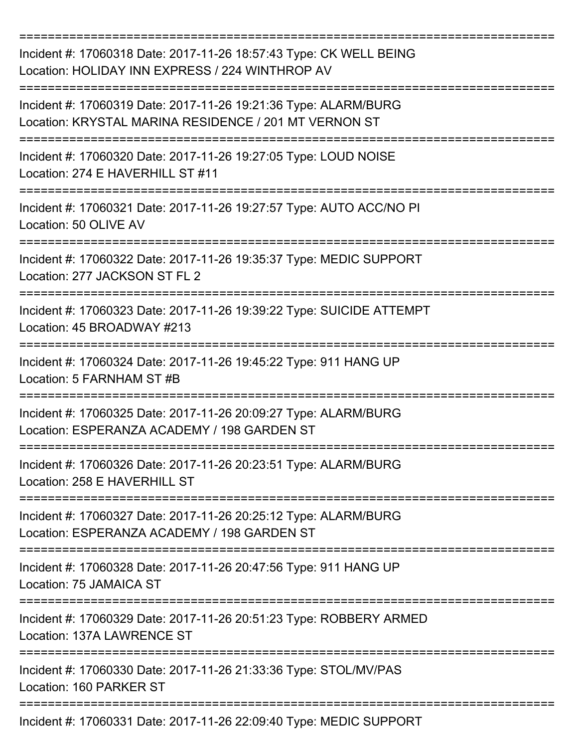===========================================================================

Incident #: 17060318 Date: 2017-11-26 18:57:43 Type: CK WELL BEING
Location: HOLIDAY INN EXPRESS / 224 WINTHROP AV

===========================================================================

Incident #: 17060319 Date: 2017-11-26 19:21:36 Type: ALARM/BURG
Location: KRYSTAL MARINA RESIDENCE / 201 MT VERNON ST

===========================================================================

Incident #: 17060320 Date: 2017-11-26 19:27:05 Type: LOUD NOISE
Location: 274 E HAVERHILL ST #11

===========================================================================

Incident #: 17060321 Date: 2017-11-26 19:27:57 Type: AUTO ACC/NO PI
Location: 50 OLIVE AV

===========================================================================

Incident #: 17060322 Date: 2017-11-26 19:35:37 Type: MEDIC SUPPORT
Location: 277 JACKSON ST FL 2

===========================================================================

Incident #: 17060323 Date: 2017-11-26 19:39:22 Type: SUICIDE ATTEMPT
Location: 45 BROADWAY #213

===========================================================================

Incident #: 17060324 Date: 2017-11-26 19:45:22 Type: 911 HANG UP
Location: 5 FARNHAM ST #B

===========================================================================

Incident #: 17060325 Date: 2017-11-26 20:09:27 Type: ALARM/BURG
Location: ESPERANZA ACADEMY / 198 GARDEN ST

===========================================================================

Incident #: 17060326 Date: 2017-11-26 20:23:51 Type: ALARM/BURG
Location: 258 E HAVERHILL ST

===========================================================================

Incident #: 17060327 Date: 2017-11-26 20:25:12 Type: ALARM/BURG
Location: ESPERANZA ACADEMY / 198 GARDEN ST

===========================================================================

Incident #: 17060328 Date: 2017-11-26 20:47:56 Type: 911 HANG UP
Location: 75 JAMAICA ST

===========================================================================

Incident #: 17060329 Date: 2017-11-26 20:51:23 Type: ROBBERY ARMED
Location: 137A LAWRENCE ST

===========================================================================

Incident #: 17060330 Date: 2017-11-26 21:33:36 Type: STOL/MV/PAS
Location: 160 PARKER ST

===========================================================================

Incident #: 17060331 Date: 2017-11-26 22:09:40 Type: MEDIC SUPPORT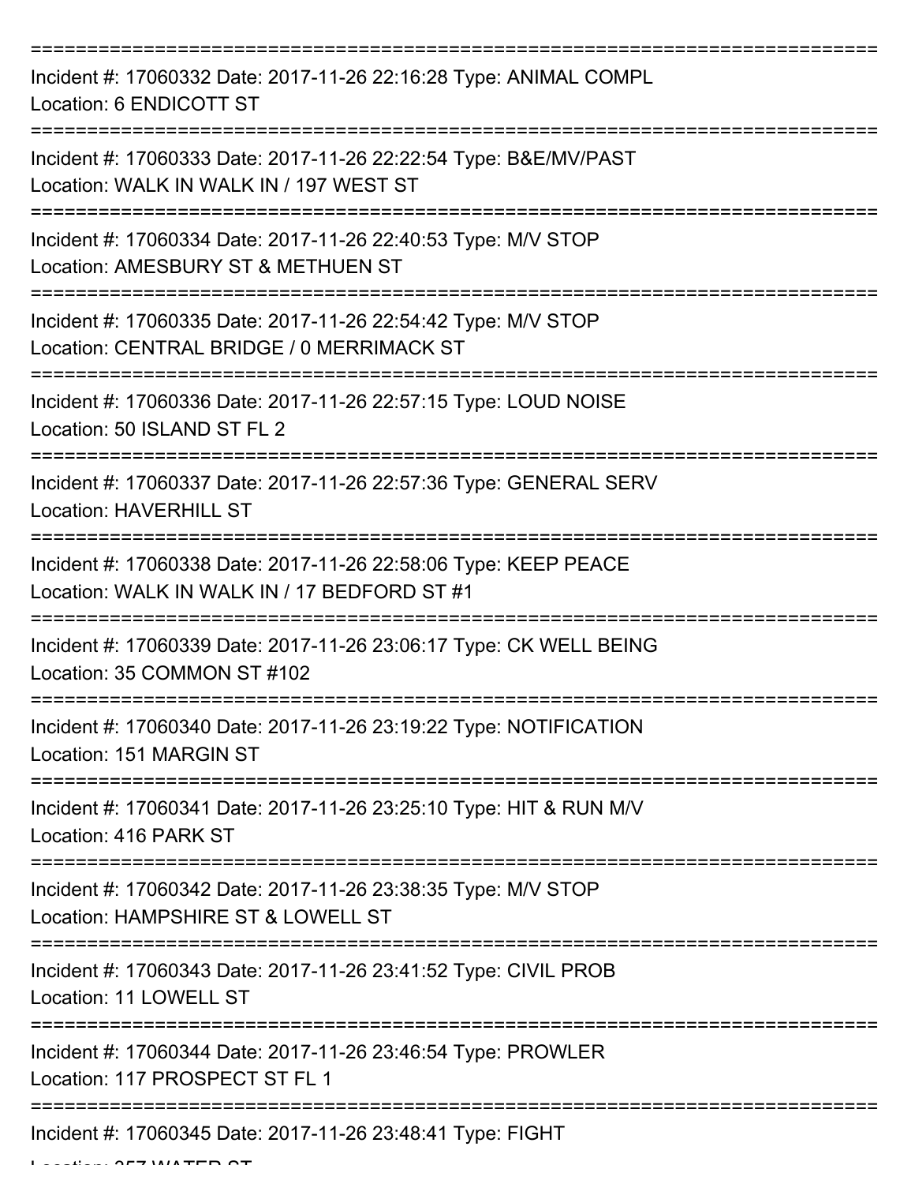===========================================================================

Incident #: 17060332 Date: 2017-11-26 22:16:28 Type: ANIMAL COMPL
Location: 6 ENDICOTT ST

===========================================================================

Incident #: 17060333 Date: 2017-11-26 22:22:54 Type: B&E/MV/PAST
Location: WALK IN WALK IN / 197 WEST ST

===========================================================================

Incident #: 17060334 Date: 2017-11-26 22:40:53 Type: M/V STOP
Location: AMESBURY ST & METHUEN ST

===========================================================================

Incident #: 17060335 Date: 2017-11-26 22:54:42 Type: M/V STOP
Location: CENTRAL BRIDGE / 0 MERRIMACK ST

===========================================================================

Incident #: 17060336 Date: 2017-11-26 22:57:15 Type: LOUD NOISE
Location: 50 ISLAND ST FL 2

===========================================================================

Incident #: 17060337 Date: 2017-11-26 22:57:36 Type: GENERAL SERV
Location: HAVERHILL ST

===========================================================================

Incident #: 17060338 Date: 2017-11-26 22:58:06 Type: KEEP PEACE
Location: WALK IN WALK IN / 17 BEDFORD ST #1

===========================================================================

Incident #: 17060339 Date: 2017-11-26 23:06:17 Type: CK WELL BEING
Location: 35 COMMON ST #102

===========================================================================

Incident #: 17060340 Date: 2017-11-26 23:19:22 Type: NOTIFICATION
Location: 151 MARGIN ST

===========================================================================

Incident #: 17060341 Date: 2017-11-26 23:25:10 Type: HIT & RUN M/V
Location: 416 PARK ST

===========================================================================

Incident #: 17060342 Date: 2017-11-26 23:38:35 Type: M/V STOP
Location: HAMPSHIRE ST & LOWELL ST

===========================================================================

Incident #: 17060343 Date: 2017-11-26 23:41:52 Type: CIVIL PROB
Location: 11 LOWELL ST

===========================================================================

Incident #: 17060344 Date: 2017-11-26 23:46:54 Type: PROWLER
Location: 117 PROSPECT ST FL 1

===========================================================================

Incident #: 17060345 Date: 2017-11-26 23:48:41 Type: FIGHT
Location: 357 WATER ST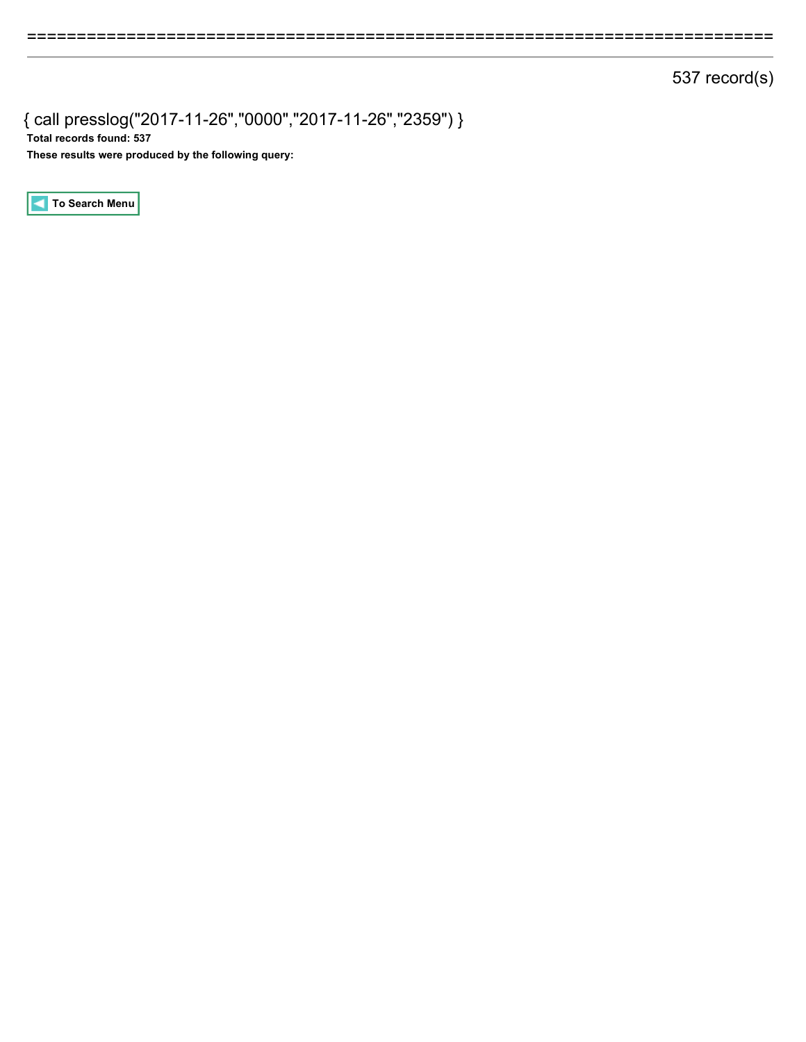===========================================================================

537 record(s)

{ call presslog("2017-11-26","0000","2017-11-26","2359") }

**Total records found: 537**

**These results were produced by the following query:**

**To Search Menu**